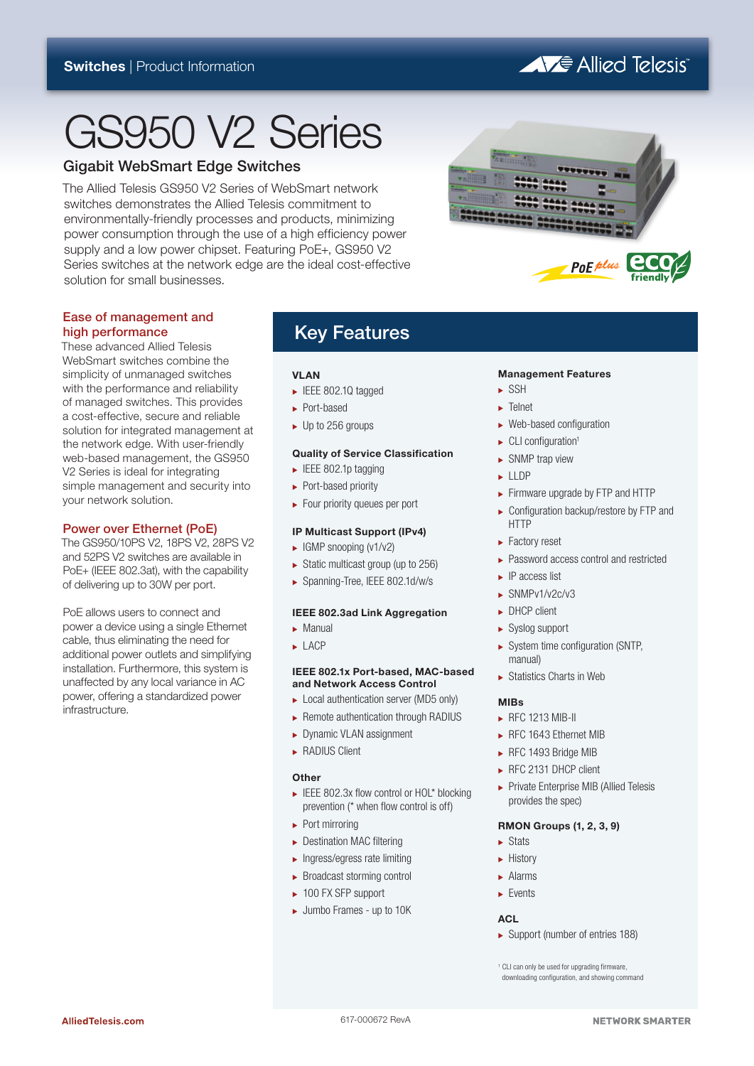Switches | Product Information

# GS950 V2 Series

## Gigabit WebSmart Edge Switches

The Allied Telesis GS950 V2 Series of WebSmart network switches demonstrates the Allied Telesis commitment to environmentally-friendly processes and products, minimizing power consumption through the use of a high efficiency power supply and a low power chipset. Featuring PoE+, GS950 V2 Series switches at the network edge are the ideal cost-effective solution for small businesses.

### Ease of management and high performance

These advanced Allied Telesis WebSmart switches combine the simplicity of unmanaged switches with the performance and reliability of managed switches. This provides a cost-effective, secure and reliable solution for integrated management at the network edge. With user-friendly web-based management, the GS950 V2 Series is ideal for integrating simple management and security into your network solution.

### Power over Ethernet (PoE)

The GS950/10PS V2, 18PS V2, 28PS V2 and 52PS V2 switches are available in PoE+ (IEEE 802.3at), with the capability of delivering up to 30W per port.

PoE allows users to connect and power a device using a single Ethernet cable, thus eliminating the need for additional power outlets and simplifying installation. Furthermore, this system is unaffected by any local variance in AC power, offering a standardized power infrastructure.

## Key Features

**VLAN**
- IEEE 802.1Q tagged
- Port-based
- Up to 256 groups

**Quality of Service Classification**
- IEEE 802.1p tagging
- Port-based priority
- Four priority queues per port

**IP Multicast Support (IPv4)**
- IGMP snooping (v1/v2)
- Static multicast group (up to 256)
- Spanning-Tree, IEEE 802.1d/w/s

**IEEE 802.3ad Link Aggregation**
- Manual
- LACP

**IEEE 802.1x Port-based, MAC-based and Network Access Control**
- Local authentication server (MD5 only)
- Remote authentication through RADIUS
- Dynamic VLAN assignment
- RADIUS Client

**Other**
- IEEE 802.3x flow control or HOL* blocking prevention (* when flow control is off)
- Port mirroring
- Destination MAC filtering
- Ingress/egress rate limiting
- Broadcast storming control
- 100 FX SFP support
- Jumbo Frames - up to 10K

**Management Features**
- SSH
- Telnet
- Web-based configuration
- CLI configuration[1]
- SNMP trap view
- LLDP
- Firmware upgrade by FTP and HTTP
- Configuration backup/restore by FTP and HTTP
- Factory reset
- Password access control and restricted
- IP access list
- SNMPv1/v2c/v3
- DHCP client
- Syslog support
- System time configuration (SNTP, manual)
- Statistics Charts in Web

**MIBs**
- RFC 1213 MIB-II
- RFC 1643 Ethernet MIB
- RFC 1493 Bridge MIB
- RFC 2131 DHCP client
- Private Enterprise MIB (Allied Telesis provides the spec)

**RMON Groups (1, 2, 3, 9)**
- Stats
- History
- Alarms
- Events

**ACL**
- Support (number of entries 188)

[1] CLI can only be used for upgrading firmware, downloading configuration, and showing command

AlliedTelesis.com | 617-000672 RevA | NETWORK SMARTER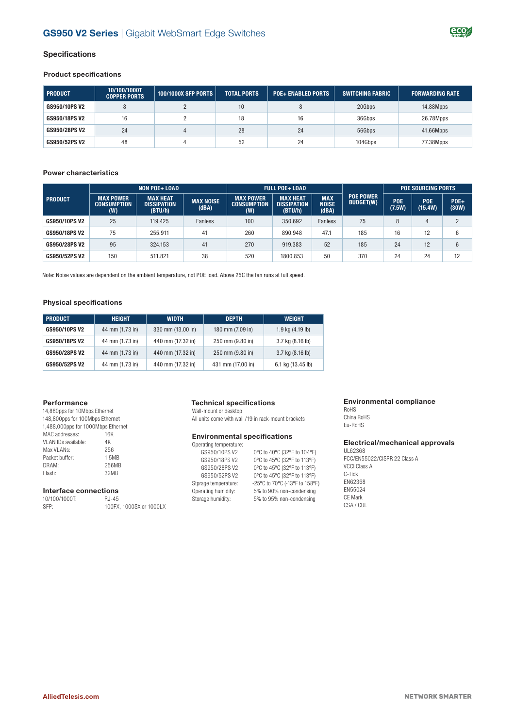# GS950 V2 Series | Gigabit WebSmart Edge Switches

## Specifications

### Product specifications

| PRODUCT | 10/100/1000T COPPER PORTS | 100/1000X SFP PORTS | TOTAL PORTS | POE+ ENABLED PORTS | SWITCHING FABRIC | FORWARDING RATE |
|---|---|---|---|---|---|---|
| GS950/10PS V2 | 8 | 2 | 10 | 8 | 20Gbps | 14.88Mpps |
| GS950/18PS V2 | 16 | 2 | 18 | 16 | 36Gbps | 26.78Mpps |
| GS950/28PS V2 | 24 | 4 | 28 | 24 | 56Gbps | 41.66Mpps |
| GS950/52PS V2 | 48 | 4 | 52 | 24 | 104Gbps | 77.38Mpps |

### Power characteristics

| PRODUCT | NON POE+ LOAD | | | FULL POE+ LOAD | | | POE POWER BUDGET(W) | POE SOURCING PORTS | | |
|---|---|---|---|---|---|---|---|---|---|---|
| | MAX POWER CONSUMPTION (W) | MAX HEAT DISSIPATION (BTU/h) | MAX NOISE (dBA) | MAX POWER CONSUMPTION (W) | MAX HEAT DISSIPATION (BTU/h) | MAX NOISE (dBA) | | POE (7.5W) | POE (15.4W) | POE+ (30W) |
| GS950/10PS V2 | 25 | 119.425 | Fanless | 100 | 350.692 | Fanless | 75 | 8 | 4 | 2 |
| GS950/18PS V2 | 75 | 255.911 | 41 | 260 | 890.948 | 47.1 | 185 | 16 | 12 | 6 |
| GS950/28PS V2 | 95 | 324.153 | 41 | 270 | 919.383 | 52 | 185 | 24 | 12 | 6 |
| GS950/52PS V2 | 150 | 511.821 | 38 | 520 | 1800.853 | 50 | 370 | 24 | 24 | 12 |

Note: Noise values are dependent on the ambient temperature, not POE load. Above 25C the fan runs at full speed.

### Physical specifications

| PRODUCT | HEIGHT | WIDTH | DEPTH | WEIGHT |
|---|---|---|---|---|
| GS950/10PS V2 | 44 mm (1.73 in) | 330 mm (13.00 in) | 180 mm (7.09 in) | 1.9 kg (4.19 lb) |
| GS950/18PS V2 | 44 mm (1.73 in) | 440 mm (17.32 in) | 250 mm (9.80 in) | 3.7 kg (8.16 lb) |
| GS950/28PS V2 | 44 mm (1.73 in) | 440 mm (17.32 in) | 250 mm (9.80 in) | 3.7 kg (8.16 lb) |
| GS950/52PS V2 | 44 mm (1.73 in) | 440 mm (17.32 in) | 431 mm (17.00 in) | 6.1 kg (13.45 lb) |

### Performance

14,880pps for 10Mbps Ethernet
148,800pps for 100Mbps Ethernet
1,488,000pps for 1000Mbps Ethernet

| | |
|---|---|
| MAC addresses: | 16K |
| VLAN IDs available: | 4K |
| Max VLANs: | 256 |
| Packet buffer: | 1.5MB |
| DRAM: | 256MB |
| Flash: | 32MB |

### Interface connections

| | |
|---|---|
| 10/100/1000T: | RJ-45 |
| SFP: | 100FX, 1000SX or 1000LX |

### Technical specifications

Wall-mount or desktop
All units come with wall /19 in rack-mount brackets

### Environmental specifications

Operating temperature:

| | |
|---|---|
| GS950/10PS V2 | 0°C to 40°C (32°F to 104°F) |
| GS950/18PS V2 | 0°C to 45°C (32°F to 113°F) |
| GS950/28PS V2 | 0°C to 45°C (32°F to 113°F) |
| GS950/52PS V2 | 0°C to 45°C (32°F to 113°F) |
| Sprage temperature: | -25°C to 70°C (-13°F to 158°F) |
| Operating humidity: | 5% to 90% non-condensing |
| Storage humidity: | 5% to 95% non-condensing |

### Environmental compliance

RoHS
China RoHS
Eu-RoHS

### Electrical/mechanical approvals

UL62368
FCC/EN55022/CISPR 22 Class A
VCCI Class A
C-Tick
EN62368
EN55024
CE Mark
CSA / CUL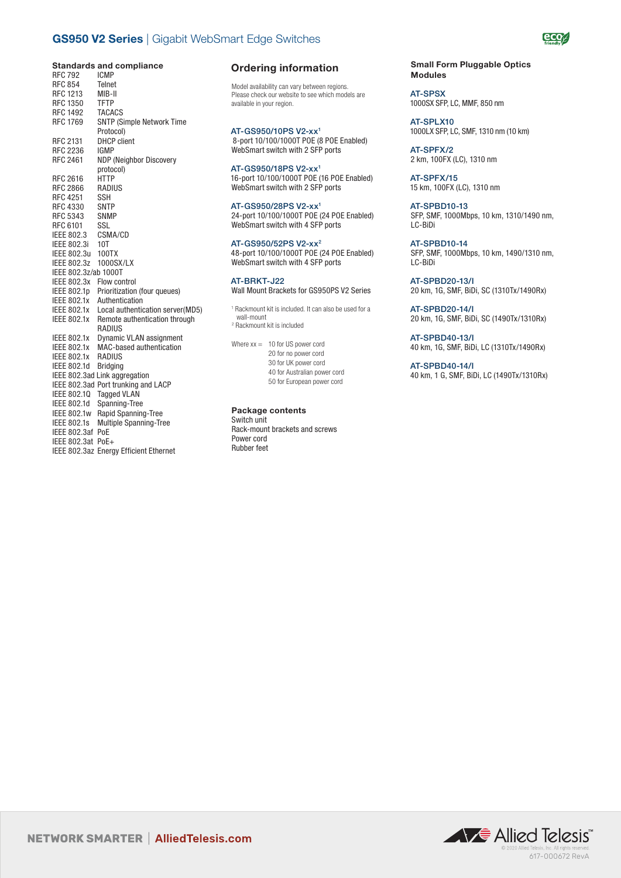## Standards and compliance

| | |
|---|---|
| RFC 792 | ICMP |
| RFC 854 | Telnet |
| RFC 1213 | MIB-II |
| RFC 1350 | TFTP |
| RFC 1492 | TACACS |
| RFC 1769 | SNTP (Simple Network Time Protocol) |
| RFC 2131 | DHCP client |
| RFC 2236 | IGMP |
| RFC 2461 | NDP (Neighbor Discovery protocol) |
| RFC 2616 | HTTP |
| RFC 2866 | RADIUS |
| RFC 4251 | SSH |
| RFC 4330 | SNTP |
| RFC 5343 | SNMP |
| RFC 6101 | SSL |
| IEEE 802.3 | CSMA/CD |
| IEEE 802.3i | 10T |
| IEEE 802.3u | 100TX |
| IEEE 802.3z | 1000SX/LX |
| IEEE 802.3z/ab | 1000T |
| IEEE 802.3x | Flow control |
| IEEE 802.1p | Prioritization (four queues) |
| IEEE 802.1x | Authentication |
| IEEE 802.1x | Local authentication server(MD5) |
| IEEE 802.1x | Remote authentication through RADIUS |
| IEEE 802.1x | Dynamic VLAN assignment |
| IEEE 802.1x | MAC-based authentication |
| IEEE 802.1x | RADIUS |
| IEEE 802.1d | Bridging |
| IEEE 802.3ad | Link aggregation |
| IEEE 802.3ad | Port trunking and LACP |
| IEEE 802.1Q | Tagged VLAN |
| IEEE 802.1d | Spanning-Tree |
| IEEE 802.1w | Rapid Spanning-Tree |
| IEEE 802.1s | Multiple Spanning-Tree |
| IEEE 802.3af | PoE |
| IEEE 802.3at | PoE+ |
| IEEE 802.3az | Energy Efficient Ethernet |

## Ordering information

Model availability can vary between regions. Please check our website to see which models are available in your region.

**AT-GS950/10PS V2-xx**[1]
8-port 10/100/1000T POE (8 POE Enabled) WebSmart switch with 2 SFP ports

**AT-GS950/18PS V2-xx**[1]
16-port 10/100/1000T POE (16 POE Enabled) WebSmart switch with 2 SFP ports

**AT-GS950/28PS V2-xx**[1]
24-port 10/100/1000T POE (24 POE Enabled) WebSmart switch with 4 SFP ports

**AT-GS950/52PS V2-xx**[2]
48-port 10/100/1000T POE (24 POE Enabled) WebSmart switch with 4 SFP ports

**AT-BRKT-J22**
Wall Mount Brackets for GS950PS V2 Series

[1] Rackmount kit is included. It can also be used for a wall-mount
[2] Rackmount kit is included

Where xx =
- 10 for US power cord
- 20 for no power cord
- 30 for UK power cord
- 40 for Australian power cord
- 50 for European power cord

## Package contents

Switch unit
Rack-mount brackets and screws
Power cord
Rubber feet

## Small Form Pluggable Optics Modules

**AT-SPSX**
1000SX SFP, LC, MMF, 850 nm

**AT-SPLX10**
1000LX SFP, LC, SMF, 1310 nm (10 km)

**AT-SPFX/2**
2 km, 100FX (LC), 1310 nm

**AT-SPFX/15**
15 km, 100FX (LC), 1310 nm

**AT-SPBD10-13**
SFP, SMF, 1000Mbps, 10 km, 1310/1490 nm, LC-BiDi

**AT-SPBD10-14**
SFP, SMF, 1000Mbps, 10 km, 1490/1310 nm, LC-BiDi

**AT-SPBD20-13/I**
20 km, 1G, SMF, BiDi, SC (1310Tx/1490Rx)

**AT-SPBD20-14/I**
20 km, 1G, SMF, BiDi, SC (1490Tx/1310Rx)

**AT-SPBD40-13/I**
40 km, 1G, SMF, BiDi, LC (1310Tx/1490Rx)

**AT-SPBD40-14/I**
40 km, 1 G, SMF, BiDi, LC (1490Tx/1310Rx)

NETWORK SMARTER | AlliedTelesis.com

© 2020 Allied Telesis, Inc. All rights reserved.
617-000672 RevA